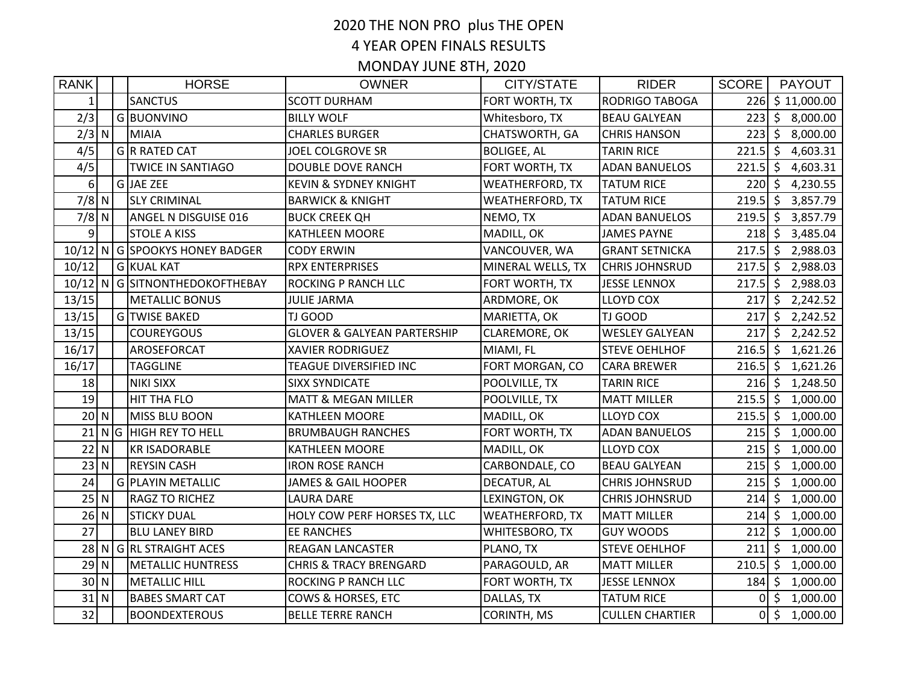# 2020 THE NON PRO plus THE OPEN

## 4 YEAR OPEN FINALS RESULTS

## MONDAY JUNE 8TH, 2020

| RANK | | | HORSE | OWNER | CITY/STATE | RIDER | SCORE | PAYOUT |
|---|---|---|---|---|---|---|---|---|
| 1 | | | SANCTUS | SCOTT DURHAM | FORT WORTH, TX | RODRIGO TABOGA | 226 | $ 11,000.00 |
| 2/3 | | G | BUONVINO | BILLY WOLF | Whitesboro, TX | BEAU GALYEAN | 223 | $ 8,000.00 |
| 2/3 | N | | MIAIA | CHARLES BURGER | CHATSWORTH, GA | CHRIS HANSON | 223 | $ 8,000.00 |
| 4/5 | | G | R RATED CAT | JOEL COLGROVE SR | BOLIGEE, AL | TARIN RICE | 221.5 | $ 4,603.31 |
| 4/5 | | | TWICE IN SANTIAGO | DOUBLE DOVE RANCH | FORT WORTH, TX | ADAN BANUELOS | 221.5 | $ 4,603.31 |
| 6 | | G | JAE ZEE | KEVIN & SYDNEY KNIGHT | WEATHERFORD, TX | TATUM RICE | 220 | $ 4,230.55 |
| 7/8 | N | | SLY CRIMINAL | BARWICK & KNIGHT | WEATHERFORD, TX | TATUM RICE | 219.5 | $ 3,857.79 |
| 7/8 | N | | ANGEL N DISGUISE 016 | BUCK CREEK QH | NEMO, TX | ADAN BANUELOS | 219.5 | $ 3,857.79 |
| 9 | | | STOLE A KISS | KATHLEEN MOORE | MADILL, OK | JAMES PAYNE | 218 | $ 3,485.04 |
| 10/12 | N | G | SPOOKYS HONEY BADGER | CODY ERWIN | VANCOUVER, WA | GRANT SETNICKA | 217.5 | $ 2,988.03 |
| 10/12 | | G | KUAL KAT | RPX ENTERPRISES | MINERAL WELLS, TX | CHRIS JOHNSRUD | 217.5 | $ 2,988.03 |
| 10/12 | N | G | SITNONTHEDOKOFTHEBAY | ROCKING P RANCH LLC | FORT WORTH, TX | JESSE LENNOX | 217.5 | $ 2,988.03 |
| 13/15 | | | METALLIC BONUS | JULIE JARMA | ARDMORE, OK | LLOYD COX | 217 | $ 2,242.52 |
| 13/15 | | G | TWISE BAKED | TJ GOOD | MARIETTA, OK | TJ GOOD | 217 | $ 2,242.52 |
| 13/15 | | | COUREYGOUS | GLOVER & GALYEAN PARTERSHIP | CLAREMORE, OK | WESLEY GALYEAN | 217 | $ 2,242.52 |
| 16/17 | | | AROSEFORCAT | XAVIER RODRIGUEZ | MIAMI, FL | STEVE OEHLHOF | 216.5 | $ 1,621.26 |
| 16/17 | | | TAGGLINE | TEAGUE DIVERSIFIED INC | FORT MORGAN, CO | CARA BREWER | 216.5 | $ 1,621.26 |
| 18 | | | NIKI SIXX | SIXX SYNDICATE | POOLVILLE, TX | TARIN RICE | 216 | $ 1,248.50 |
| 19 | | | HIT THA FLO | MATT & MEGAN MILLER | POOLVILLE, TX | MATT MILLER | 215.5 | $ 1,000.00 |
| 20 | N | | MISS BLU BOON | KATHLEEN MOORE | MADILL, OK | LLOYD COX | 215.5 | $ 1,000.00 |
| 21 | N | G | HIGH REY TO HELL | BRUMBAUGH RANCHES | FORT WORTH, TX | ADAN BANUELOS | 215 | $ 1,000.00 |
| 22 | N | | KR ISADORABLE | KATHLEEN MOORE | MADILL, OK | LLOYD COX | 215 | $ 1,000.00 |
| 23 | N | | REYSIN CASH | IRON ROSE RANCH | CARBONDALE, CO | BEAU GALYEAN | 215 | $ 1,000.00 |
| 24 | | G | PLAYIN METALLIC | JAMES & GAIL HOOPER | DECATUR, AL | CHRIS JOHNSRUD | 215 | $ 1,000.00 |
| 25 | N | | RAGZ TO RICHEZ | LAURA DARE | LEXINGTON, OK | CHRIS JOHNSRUD | 214 | $ 1,000.00 |
| 26 | N | | STICKY DUAL | HOLY COW PERF HORSES TX, LLC | WEATHERFORD, TX | MATT MILLER | 214 | $ 1,000.00 |
| 27 | | | BLU LANEY BIRD | EE RANCHES | WHITESBORO, TX | GUY WOODS | 212 | $ 1,000.00 |
| 28 | N | G | RL STRAIGHT ACES | REAGAN LANCASTER | PLANO, TX | STEVE OEHLHOF | 211 | $ 1,000.00 |
| 29 | N | | METALLIC HUNTRESS | CHRIS & TRACY BRENGARD | PARAGOULD, AR | MATT MILLER | 210.5 | $ 1,000.00 |
| 30 | N | | METALLIC HILL | ROCKING P RANCH LLC | FORT WORTH, TX | JESSE LENNOX | 184 | $ 1,000.00 |
| 31 | N | | BABES SMART CAT | COWS & HORSES, ETC | DALLAS, TX | TATUM RICE | 0 | $ 1,000.00 |
| 32 | | | BOONDEXTEROUS | BELLE TERRE RANCH | CORINTH, MS | CULLEN CHARTIER | 0 | $ 1,000.00 |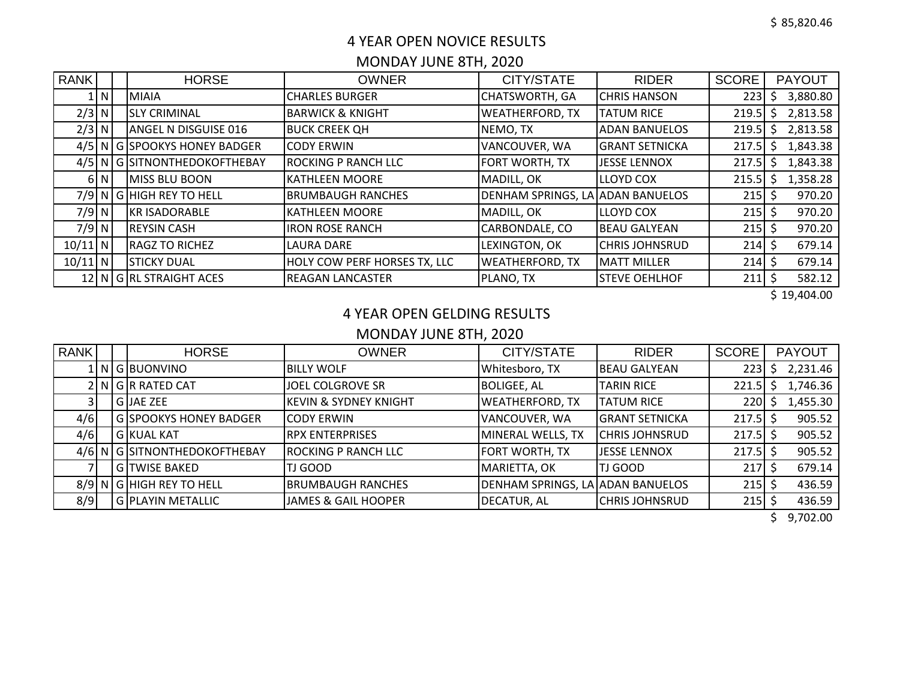$ 85,820.46

## 4 YEAR OPEN NOVICE RESULTS

### MONDAY JUNE 8TH, 2020

| RANK | | | HORSE | OWNER | CITY/STATE | RIDER | SCORE | PAYOUT |
|---|---|---|---|---|---|---|---|---|
| 1 | N | | MIAIA | CHARLES BURGER | CHATSWORTH, GA | CHRIS HANSON | 223 | $ 3,880.80 |
| 2/3 | N | | SLY CRIMINAL | BARWICK & KNIGHT | WEATHERFORD, TX | TATUM RICE | 219.5 | $ 2,813.58 |
| 2/3 | N | | ANGEL N DISGUISE 016 | BUCK CREEK QH | NEMO, TX | ADAN BANUELOS | 219.5 | $ 2,813.58 |
| 4/5 | N | G | SPOOKYS HONEY BADGER | CODY ERWIN | VANCOUVER, WA | GRANT SETNICKA | 217.5 | $ 1,843.38 |
| 4/5 | N | G | SITNONTHEDOKOFTHEBAY | ROCKING P RANCH LLC | FORT WORTH, TX | JESSE LENNOX | 217.5 | $ 1,843.38 |
| 6 | N | | MISS BLU BOON | KATHLEEN MOORE | MADILL, OK | LLOYD COX | 215.5 | $ 1,358.28 |
| 7/9 | N | G | HIGH REY TO HELL | BRUMBAUGH RANCHES | DENHAM SPRINGS, LA | ADAN BANUELOS | 215 | $ 970.20 |
| 7/9 | N | | KR ISADORABLE | KATHLEEN MOORE | MADILL, OK | LLOYD COX | 215 | $ 970.20 |
| 7/9 | N | | REYSIN CASH | IRON ROSE RANCH | CARBONDALE, CO | BEAU GALYEAN | 215 | $ 970.20 |
| 10/11 | N | | RAGZ TO RICHEZ | LAURA DARE | LEXINGTON, OK | CHRIS JOHNSRUD | 214 | $ 679.14 |
| 10/11 | N | | STICKY DUAL | HOLY COW PERF HORSES TX, LLC | WEATHERFORD, TX | MATT MILLER | 214 | $ 679.14 |
| 12 | N | G | RL STRAIGHT ACES | REAGAN LANCASTER | PLANO, TX | STEVE OEHLHOF | 211 | $ 582.12 |

$ 19,404.00

## 4 YEAR OPEN GELDING RESULTS

### MONDAY JUNE 8TH, 2020

| RANK | | | HORSE | OWNER | CITY/STATE | RIDER | SCORE | PAYOUT |
|---|---|---|---|---|---|---|---|---|
| 1 | N | G | BUONVINO | BILLY WOLF | Whitesboro, TX | BEAU GALYEAN | 223 | $ 2,231.46 |
| 2 | N | G | R RATED CAT | JOEL COLGROVE SR | BOLIGEE, AL | TARIN RICE | 221.5 | $ 1,746.36 |
| 3 | | G | JAE ZEE | KEVIN & SYDNEY KNIGHT | WEATHERFORD, TX | TATUM RICE | 220 | $ 1,455.30 |
| 4/6 | | G | SPOOKYS HONEY BADGER | CODY ERWIN | VANCOUVER, WA | GRANT SETNICKA | 217.5 | $ 905.52 |
| 4/6 | | G | KUAL KAT | RPX ENTERPRISES | MINERAL WELLS, TX | CHRIS JOHNSRUD | 217.5 | $ 905.52 |
| 4/6 | N | G | SITNONTHEDOKOFTHEBAY | ROCKING P RANCH LLC | FORT WORTH, TX | JESSE LENNOX | 217.5 | $ 905.52 |
| 7 | | G | TWISE BAKED | TJ GOOD | MARIETTA, OK | TJ GOOD | 217 | $ 679.14 |
| 8/9 | N | G | HIGH REY TO HELL | BRUMBAUGH RANCHES | DENHAM SPRINGS, LA | ADAN BANUELOS | 215 | $ 436.59 |
| 8/9 | | G | PLAYIN METALLIC | JAMES & GAIL HOOPER | DECATUR, AL | CHRIS JOHNSRUD | 215 | $ 436.59 |

$ 9,702.00